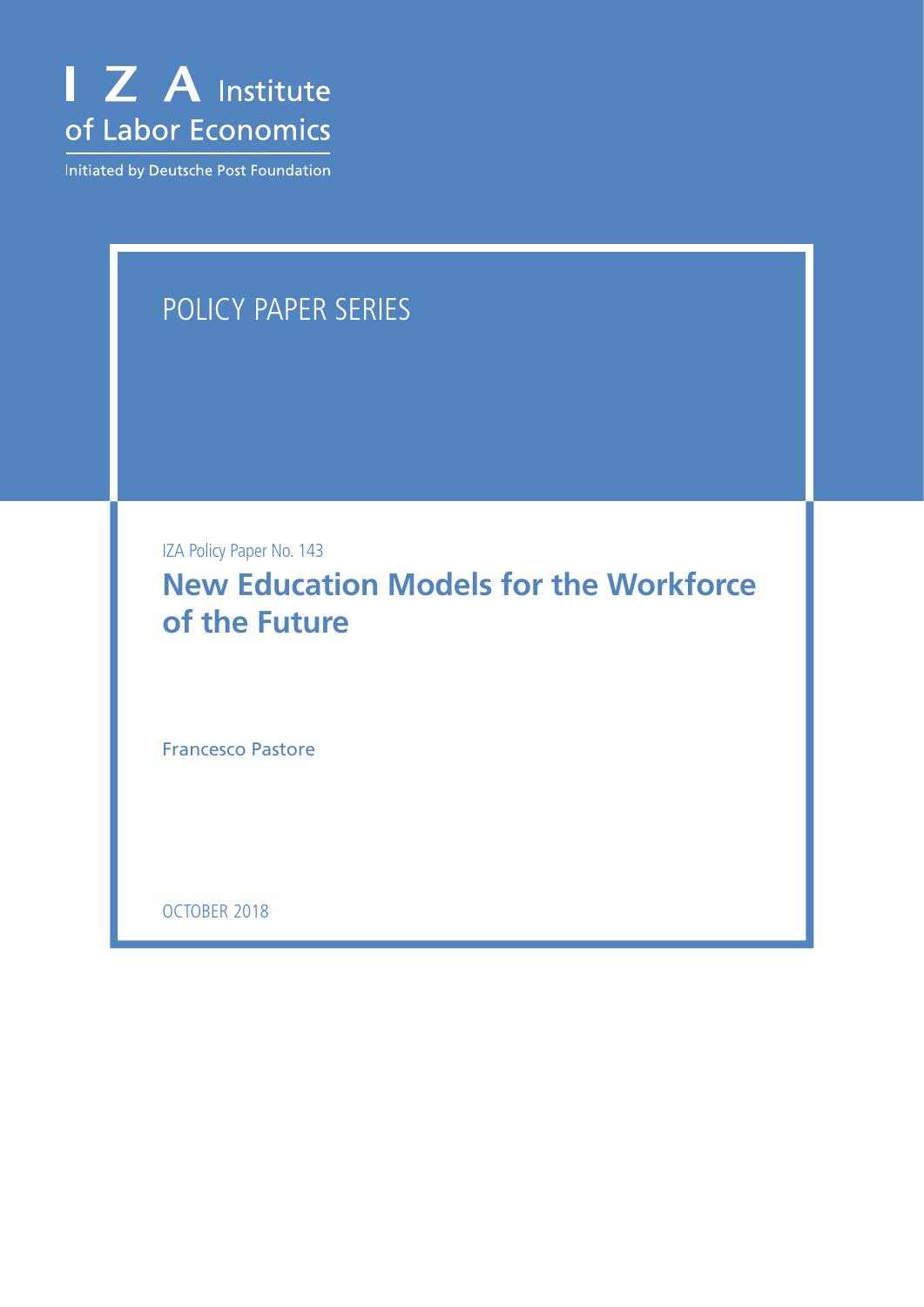I Z A Institute of Labor Economics

Initiated by Deutsche Post Foundation

POLICY PAPER SERIES

IZA Policy Paper No. 143

# New Education Models for the Workforce of the Future

Francesco Pastore

OCTOBER 2018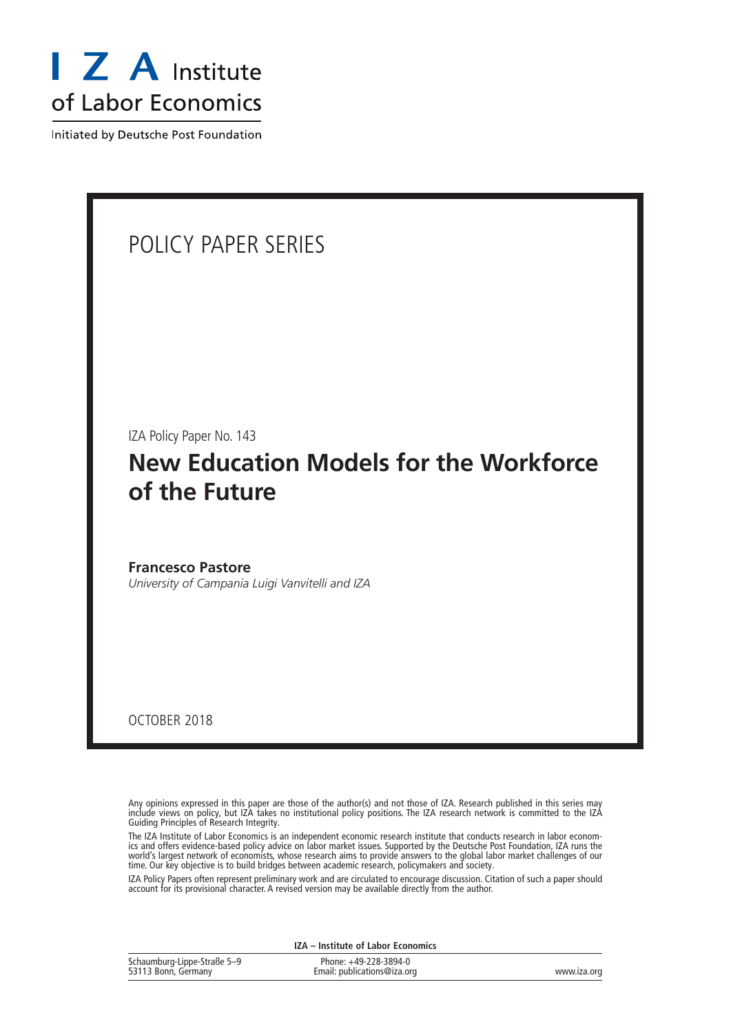# I Z A Institute of Labor Economics

Initiated by Deutsche Post Foundation

POLICY PAPER SERIES

IZA Policy Paper No. 143

## New Education Models for the Workforce of the Future

**Francesco Pastore**
*University of Campania Luigi Vanvitelli and IZA*

OCTOBER 2018

Any opinions expressed in this paper are those of the author(s) and not those of IZA. Research published in this series may include views on policy, but IZA takes no institutional policy positions. The IZA research network is committed to the IZA Guiding Principles of Research Integrity.

The IZA Institute of Labor Economics is an independent economic research institute that conducts research in labor economics and offers evidence-based policy advice on labor market issues. Supported by the Deutsche Post Foundation, IZA runs the world's largest network of economists, whose research aims to provide answers to the global labor market challenges of our time. Our key objective is to build bridges between academic research, policymakers and society.

IZA Policy Papers often represent preliminary work and are circulated to encourage discussion. Citation of such a paper should account for its provisional character. A revised version may be available directly from the author.

**IZA – Institute of Labor Economics**

| Schaumburg-Lippe-Straße 5–9<br>53113 Bonn, Germany | Phone: +49-228-3894-0<br>Email: publications@iza.org | www.iza.org |
|---|---|---|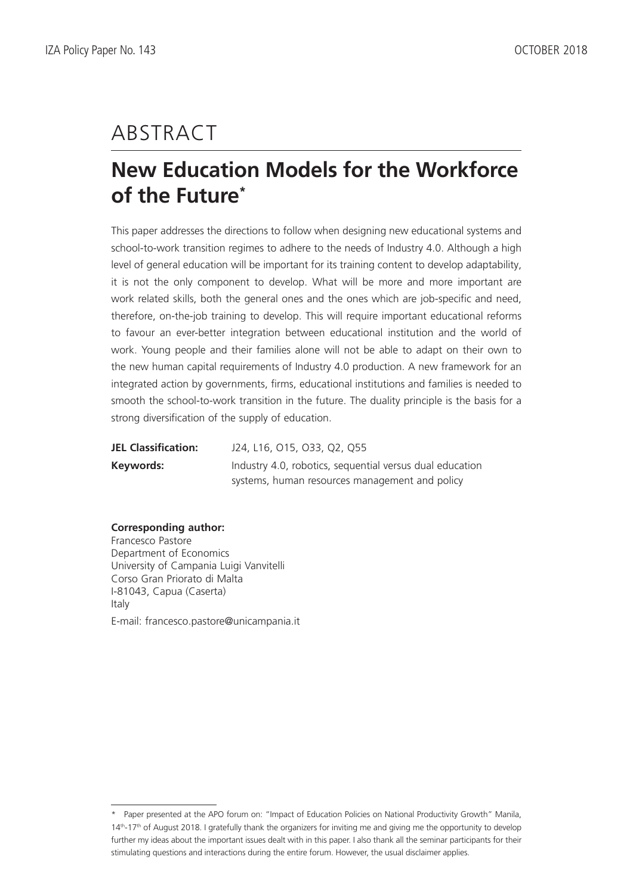# ABSTRACT

## New Education Models for the Workforce of the Future*

This paper addresses the directions to follow when designing new educational systems and school-to-work transition regimes to adhere to the needs of Industry 4.0. Although a high level of general education will be important for its training content to develop adaptability, it is not the only component to develop. What will be more and more important are work related skills, both the general ones and the ones which are job-specific and need, therefore, on-the-job training to develop. This will require important educational reforms to favour an ever-better integration between educational institution and the world of work. Young people and their families alone will not be able to adapt on their own to the new human capital requirements of Industry 4.0 production. A new framework for an integrated action by governments, firms, educational institutions and families is needed to smooth the school-to-work transition in the future. The duality principle is the basis for a strong diversification of the supply of education.

**JEL Classification:** J24, L16, O15, O33, Q2, Q55

**Keywords:** Industry 4.0, robotics, sequential versus dual education systems, human resources management and policy

**Corresponding author:**
Francesco Pastore
Department of Economics
University of Campania Luigi Vanvitelli
Corso Gran Priorato di Malta
I-81043, Capua (Caserta)
Italy

E-mail: francesco.pastore@unicampania.it

---

* Paper presented at the APO forum on: "Impact of Education Policies on National Productivity Growth" Manila, 14th-17th of August 2018. I gratefully thank the organizers for inviting me and giving me the opportunity to develop further my ideas about the important issues dealt with in this paper. I also thank all the seminar participants for their stimulating questions and interactions during the entire forum. However, the usual disclaimer applies.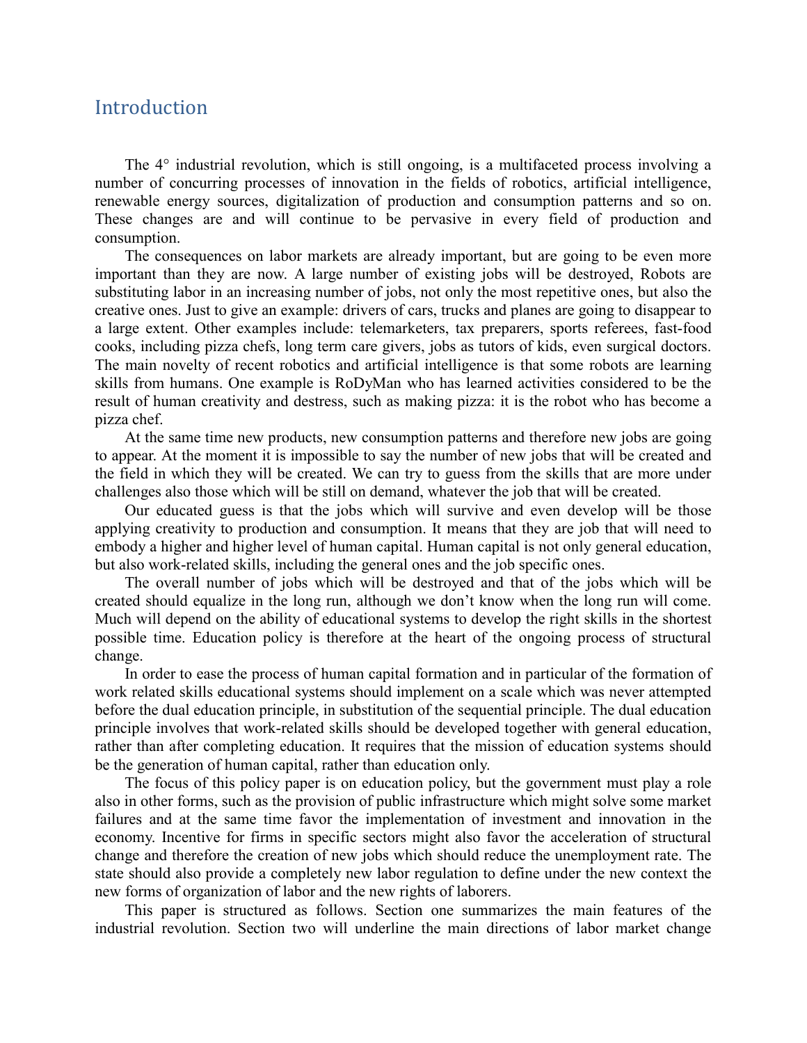## Introduction

The 4° industrial revolution, which is still ongoing, is a multifaceted process involving a number of concurring processes of innovation in the fields of robotics, artificial intelligence, renewable energy sources, digitalization of production and consumption patterns and so on. These changes are and will continue to be pervasive in every field of production and consumption.

The consequences on labor markets are already important, but are going to be even more important than they are now. A large number of existing jobs will be destroyed, Robots are substituting labor in an increasing number of jobs, not only the most repetitive ones, but also the creative ones. Just to give an example: drivers of cars, trucks and planes are going to disappear to a large extent. Other examples include: telemarketers, tax preparers, sports referees, fast-food cooks, including pizza chefs, long term care givers, jobs as tutors of kids, even surgical doctors. The main novelty of recent robotics and artificial intelligence is that some robots are learning skills from humans. One example is RoDyMan who has learned activities considered to be the result of human creativity and destress, such as making pizza: it is the robot who has become a pizza chef.

At the same time new products, new consumption patterns and therefore new jobs are going to appear. At the moment it is impossible to say the number of new jobs that will be created and the field in which they will be created. We can try to guess from the skills that are more under challenges also those which will be still on demand, whatever the job that will be created.

Our educated guess is that the jobs which will survive and even develop will be those applying creativity to production and consumption. It means that they are job that will need to embody a higher and higher level of human capital. Human capital is not only general education, but also work-related skills, including the general ones and the job specific ones.

The overall number of jobs which will be destroyed and that of the jobs which will be created should equalize in the long run, although we don't know when the long run will come. Much will depend on the ability of educational systems to develop the right skills in the shortest possible time. Education policy is therefore at the heart of the ongoing process of structural change.

In order to ease the process of human capital formation and in particular of the formation of work related skills educational systems should implement on a scale which was never attempted before the dual education principle, in substitution of the sequential principle. The dual education principle involves that work-related skills should be developed together with general education, rather than after completing education. It requires that the mission of education systems should be the generation of human capital, rather than education only.

The focus of this policy paper is on education policy, but the government must play a role also in other forms, such as the provision of public infrastructure which might solve some market failures and at the same time favor the implementation of investment and innovation in the economy. Incentive for firms in specific sectors might also favor the acceleration of structural change and therefore the creation of new jobs which should reduce the unemployment rate. The state should also provide a completely new labor regulation to define under the new context the new forms of organization of labor and the new rights of laborers.

This paper is structured as follows. Section one summarizes the main features of the industrial revolution. Section two will underline the main directions of labor market change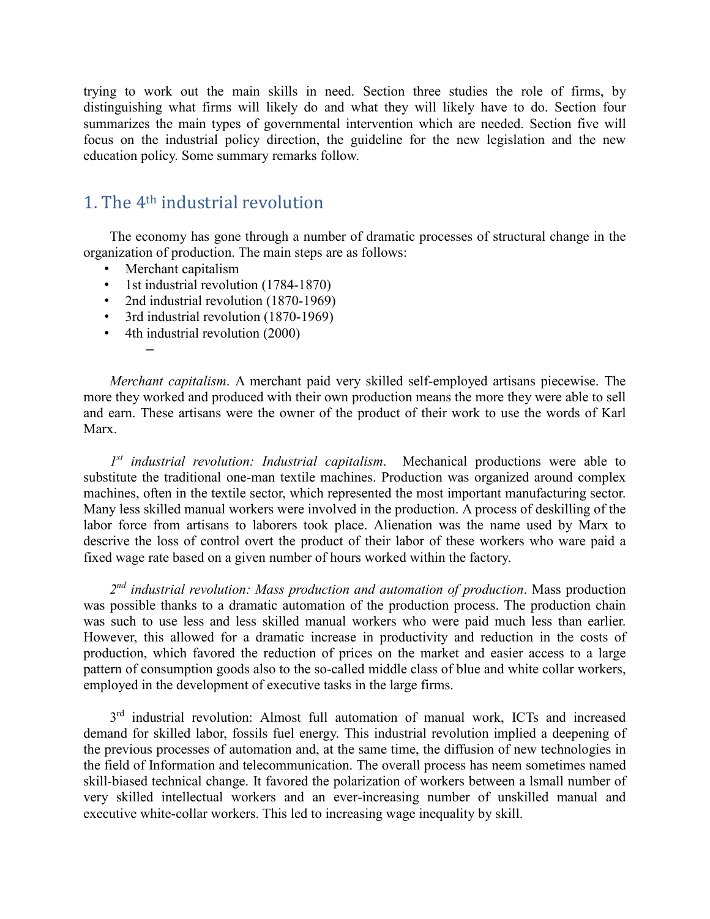trying to work out the main skills in need. Section three studies the role of firms, by distinguishing what firms will likely do and what they will likely have to do. Section four summarizes the main types of governmental intervention which are needed. Section five will focus on the industrial policy direction, the guideline for the new legislation and the new education policy. Some summary remarks follow.

## 1. The 4th industrial revolution

The economy has gone through a number of dramatic processes of structural change in the organization of production. The main steps are as follows:

- Merchant capitalism
- 1st industrial revolution (1784-1870)
- 2nd industrial revolution (1870-1969)
- 3rd industrial revolution (1870-1969)
- 4th industrial revolution (2000)
  - 

*Merchant capitalism*. A merchant paid very skilled self-employed artisans piecewise. The more they worked and produced with their own production means the more they were able to sell and earn. These artisans were the owner of the product of their work to use the words of Karl Marx.

*1st industrial revolution: Industrial capitalism*. Mechanical productions were able to substitute the traditional one-man textile machines. Production was organized around complex machines, often in the textile sector, which represented the most important manufacturing sector. Many less skilled manual workers were involved in the production. A process of deskilling of the labor force from artisans to laborers took place. Alienation was the name used by Marx to descrive the loss of control overt the product of their labor of these workers who ware paid a fixed wage rate based on a given number of hours worked within the factory.

*2nd industrial revolution: Mass production and automation of production*. Mass production was possible thanks to a dramatic automation of the production process. The production chain was such to use less and less skilled manual workers who were paid much less than earlier. However, this allowed for a dramatic increase in productivity and reduction in the costs of production, which favored the reduction of prices on the market and easier access to a large pattern of consumption goods also to the so-called middle class of blue and white collar workers, employed in the development of executive tasks in the large firms.

3rd industrial revolution: Almost full automation of manual work, ICTs and increased demand for skilled labor, fossils fuel energy. This industrial revolution implied a deepening of the previous processes of automation and, at the same time, the diffusion of new technologies in the field of Information and telecommunication. The overall process has neem sometimes named skill-biased technical change. It favored the polarization of workers between a lsmall number of very skilled intellectual workers and an ever-increasing number of unskilled manual and executive white-collar workers. This led to increasing wage inequality by skill.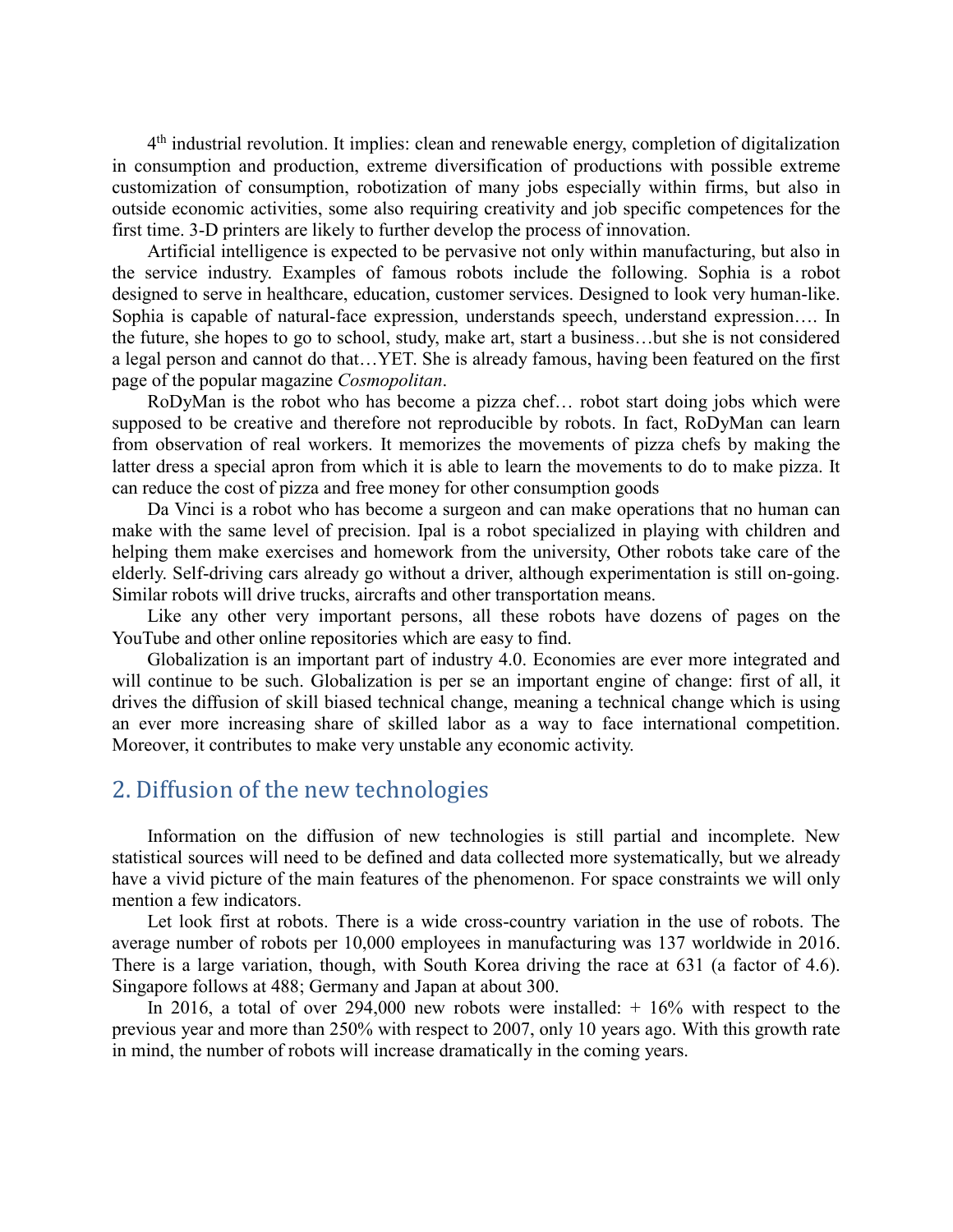4th industrial revolution. It implies: clean and renewable energy, completion of digitalization in consumption and production, extreme diversification of productions with possible extreme customization of consumption, robotization of many jobs especially within firms, but also in outside economic activities, some also requiring creativity and job specific competences for the first time. 3-D printers are likely to further develop the process of innovation.

Artificial intelligence is expected to be pervasive not only within manufacturing, but also in the service industry. Examples of famous robots include the following. Sophia is a robot designed to serve in healthcare, education, customer services. Designed to look very human-like. Sophia is capable of natural-face expression, understands speech, understand expression…. In the future, she hopes to go to school, study, make art, start a business…but she is not considered a legal person and cannot do that…YET. She is already famous, having been featured on the first page of the popular magazine *Cosmopolitan*.

RoDyMan is the robot who has become a pizza chef… robot start doing jobs which were supposed to be creative and therefore not reproducible by robots. In fact, RoDyMan can learn from observation of real workers. It memorizes the movements of pizza chefs by making the latter dress a special apron from which it is able to learn the movements to do to make pizza. It can reduce the cost of pizza and free money for other consumption goods

Da Vinci is a robot who has become a surgeon and can make operations that no human can make with the same level of precision. Ipal is a robot specialized in playing with children and helping them make exercises and homework from the university, Other robots take care of the elderly. Self-driving cars already go without a driver, although experimentation is still on-going. Similar robots will drive trucks, aircrafts and other transportation means.

Like any other very important persons, all these robots have dozens of pages on the YouTube and other online repositories which are easy to find.

Globalization is an important part of industry 4.0. Economies are ever more integrated and will continue to be such. Globalization is per se an important engine of change: first of all, it drives the diffusion of skill biased technical change, meaning a technical change which is using an ever more increasing share of skilled labor as a way to face international competition. Moreover, it contributes to make very unstable any economic activity.

## 2. Diffusion of the new technologies

Information on the diffusion of new technologies is still partial and incomplete. New statistical sources will need to be defined and data collected more systematically, but we already have a vivid picture of the main features of the phenomenon. For space constraints we will only mention a few indicators.

Let look first at robots. There is a wide cross-country variation in the use of robots. The average number of robots per 10,000 employees in manufacturing was 137 worldwide in 2016. There is a large variation, though, with South Korea driving the race at 631 (a factor of 4.6). Singapore follows at 488; Germany and Japan at about 300.

In 2016, a total of over 294,000 new robots were installed: + 16% with respect to the previous year and more than 250% with respect to 2007, only 10 years ago. With this growth rate in mind, the number of robots will increase dramatically in the coming years.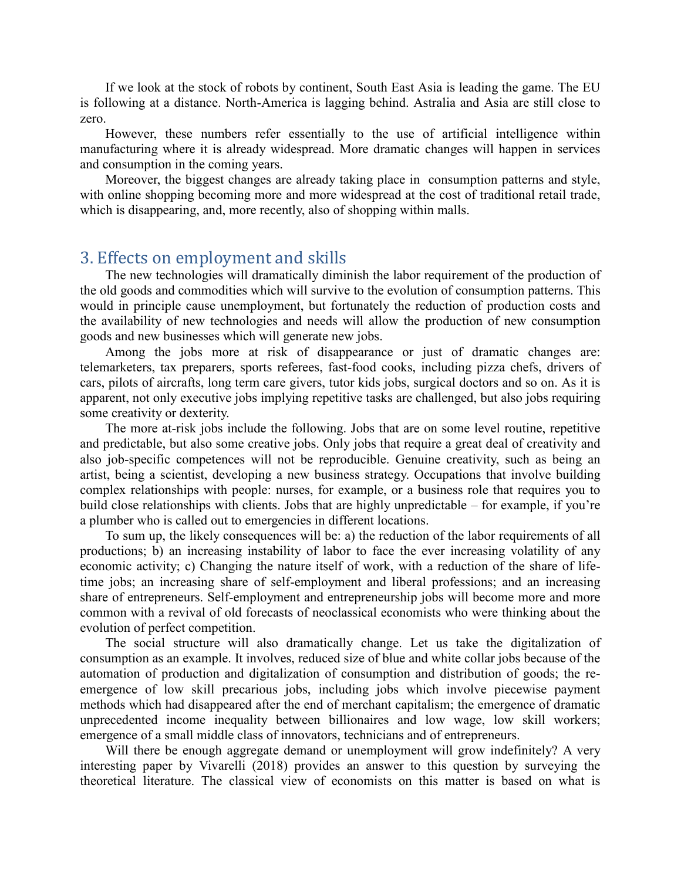If we look at the stock of robots by continent, South East Asia is leading the game. The EU is following at a distance. North-America is lagging behind. Astralia and Asia are still close to zero.

However, these numbers refer essentially to the use of artificial intelligence within manufacturing where it is already widespread. More dramatic changes will happen in services and consumption in the coming years.

Moreover, the biggest changes are already taking place in consumption patterns and style, with online shopping becoming more and more widespread at the cost of traditional retail trade, which is disappearing, and, more recently, also of shopping within malls.

## 3. Effects on employment and skills

The new technologies will dramatically diminish the labor requirement of the production of the old goods and commodities which will survive to the evolution of consumption patterns. This would in principle cause unemployment, but fortunately the reduction of production costs and the availability of new technologies and needs will allow the production of new consumption goods and new businesses which will generate new jobs.

Among the jobs more at risk of disappearance or just of dramatic changes are: telemarketers, tax preparers, sports referees, fast-food cooks, including pizza chefs, drivers of cars, pilots of aircrafts, long term care givers, tutor kids jobs, surgical doctors and so on. As it is apparent, not only executive jobs implying repetitive tasks are challenged, but also jobs requiring some creativity or dexterity.

The more at-risk jobs include the following. Jobs that are on some level routine, repetitive and predictable, but also some creative jobs. Only jobs that require a great deal of creativity and also job-specific competences will not be reproducible. Genuine creativity, such as being an artist, being a scientist, developing a new business strategy. Occupations that involve building complex relationships with people: nurses, for example, or a business role that requires you to build close relationships with clients. Jobs that are highly unpredictable – for example, if you're a plumber who is called out to emergencies in different locations.

To sum up, the likely consequences will be: a) the reduction of the labor requirements of all productions; b) an increasing instability of labor to face the ever increasing volatility of any economic activity; c) Changing the nature itself of work, with a reduction of the share of life-time jobs; an increasing share of self-employment and liberal professions; and an increasing share of entrepreneurs. Self-employment and entrepreneurship jobs will become more and more common with a revival of old forecasts of neoclassical economists who were thinking about the evolution of perfect competition.

The social structure will also dramatically change. Let us take the digitalization of consumption as an example. It involves, reduced size of blue and white collar jobs because of the automation of production and digitalization of consumption and distribution of goods; the re-emergence of low skill precarious jobs, including jobs which involve piecewise payment methods which had disappeared after the end of merchant capitalism; the emergence of dramatic unprecedented income inequality between billionaires and low wage, low skill workers; emergence of a small middle class of innovators, technicians and of entrepreneurs.

Will there be enough aggregate demand or unemployment will grow indefinitely? A very interesting paper by Vivarelli (2018) provides an answer to this question by surveying the theoretical literature. The classical view of economists on this matter is based on what is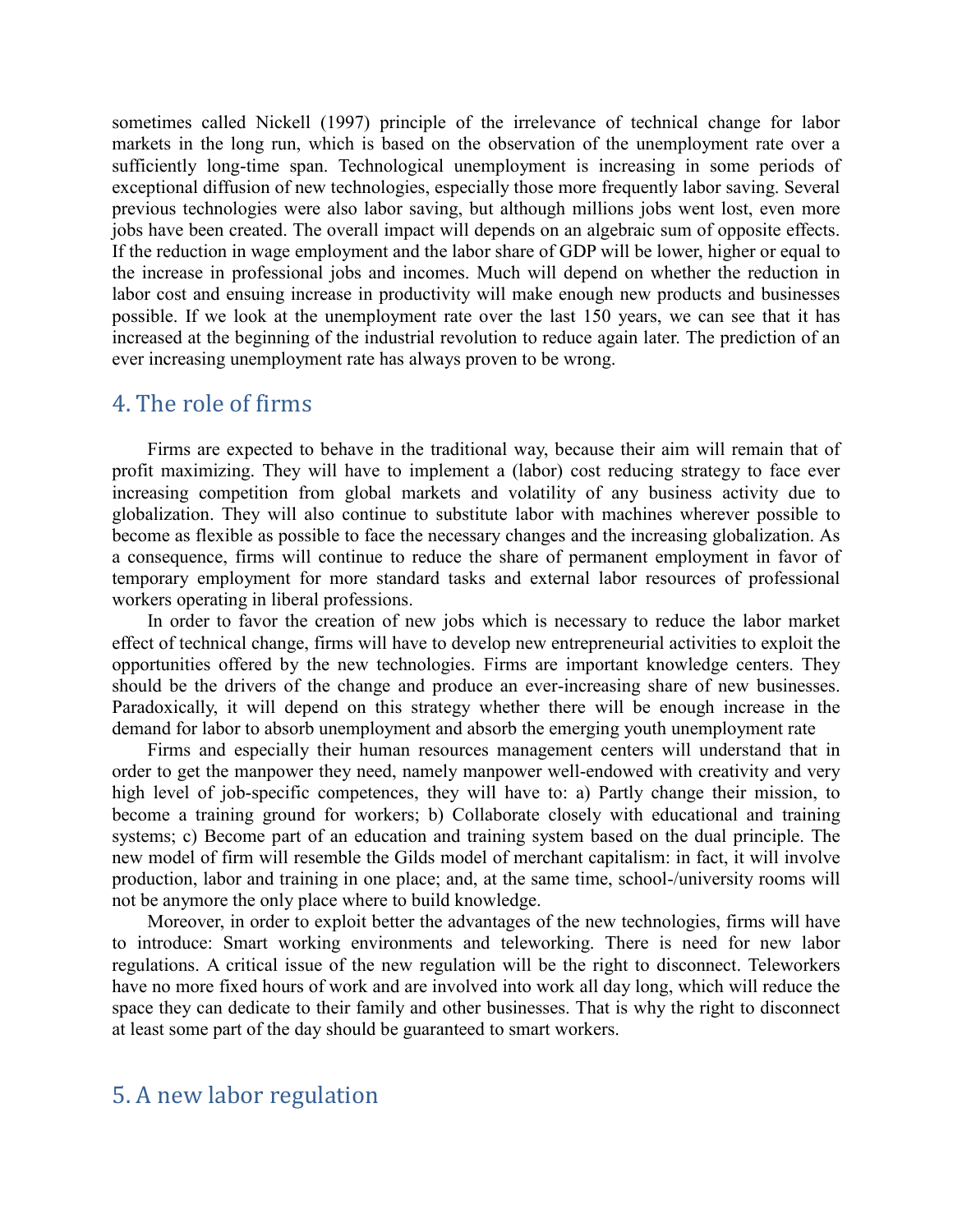sometimes called Nickell (1997) principle of the irrelevance of technical change for labor markets in the long run, which is based on the observation of the unemployment rate over a sufficiently long-time span. Technological unemployment is increasing in some periods of exceptional diffusion of new technologies, especially those more frequently labor saving. Several previous technologies were also labor saving, but although millions jobs went lost, even more jobs have been created. The overall impact will depends on an algebraic sum of opposite effects. If the reduction in wage employment and the labor share of GDP will be lower, higher or equal to the increase in professional jobs and incomes. Much will depend on whether the reduction in labor cost and ensuing increase in productivity will make enough new products and businesses possible. If we look at the unemployment rate over the last 150 years, we can see that it has increased at the beginning of the industrial revolution to reduce again later. The prediction of an ever increasing unemployment rate has always proven to be wrong.

## 4. The role of firms

Firms are expected to behave in the traditional way, because their aim will remain that of profit maximizing. They will have to implement a (labor) cost reducing strategy to face ever increasing competition from global markets and volatility of any business activity due to globalization. They will also continue to substitute labor with machines wherever possible to become as flexible as possible to face the necessary changes and the increasing globalization. As a consequence, firms will continue to reduce the share of permanent employment in favor of temporary employment for more standard tasks and external labor resources of professional workers operating in liberal professions.

In order to favor the creation of new jobs which is necessary to reduce the labor market effect of technical change, firms will have to develop new entrepreneurial activities to exploit the opportunities offered by the new technologies. Firms are important knowledge centers. They should be the drivers of the change and produce an ever-increasing share of new businesses. Paradoxically, it will depend on this strategy whether there will be enough increase in the demand for labor to absorb unemployment and absorb the emerging youth unemployment rate

Firms and especially their human resources management centers will understand that in order to get the manpower they need, namely manpower well-endowed with creativity and very high level of job-specific competences, they will have to: a) Partly change their mission, to become a training ground for workers; b) Collaborate closely with educational and training systems; c) Become part of an education and training system based on the dual principle. The new model of firm will resemble the Gilds model of merchant capitalism: in fact, it will involve production, labor and training in one place; and, at the same time, school-/university rooms will not be anymore the only place where to build knowledge.

Moreover, in order to exploit better the advantages of the new technologies, firms will have to introduce: Smart working environments and teleworking. There is need for new labor regulations. A critical issue of the new regulation will be the right to disconnect. Teleworkers have no more fixed hours of work and are involved into work all day long, which will reduce the space they can dedicate to their family and other businesses. That is why the right to disconnect at least some part of the day should be guaranteed to smart workers.

## 5. A new labor regulation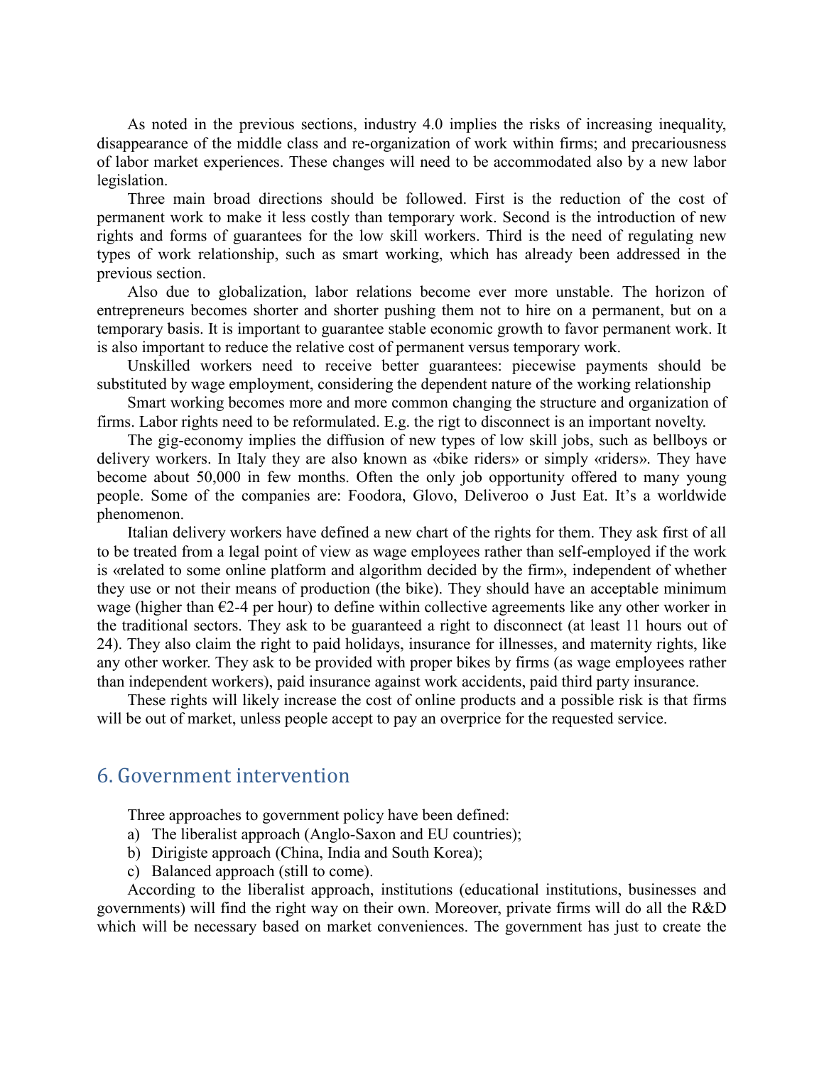As noted in the previous sections, industry 4.0 implies the risks of increasing inequality, disappearance of the middle class and re-organization of work within firms; and precariousness of labor market experiences. These changes will need to be accommodated also by a new labor legislation.

Three main broad directions should be followed. First is the reduction of the cost of permanent work to make it less costly than temporary work. Second is the introduction of new rights and forms of guarantees for the low skill workers. Third is the need of regulating new types of work relationship, such as smart working, which has already been addressed in the previous section.

Also due to globalization, labor relations become ever more unstable. The horizon of entrepreneurs becomes shorter and shorter pushing them not to hire on a permanent, but on a temporary basis. It is important to guarantee stable economic growth to favor permanent work. It is also important to reduce the relative cost of permanent versus temporary work.

Unskilled workers need to receive better guarantees: piecewise payments should be substituted by wage employment, considering the dependent nature of the working relationship

Smart working becomes more and more common changing the structure and organization of firms. Labor rights need to be reformulated. E.g. the rigt to disconnect is an important novelty.

The gig-economy implies the diffusion of new types of low skill jobs, such as bellboys or delivery workers. In Italy they are also known as «bike riders» or simply «riders». They have become about 50,000 in few months. Often the only job opportunity offered to many young people. Some of the companies are: Foodora, Glovo, Deliveroo o Just Eat. It's a worldwide phenomenon.

Italian delivery workers have defined a new chart of the rights for them. They ask first of all to be treated from a legal point of view as wage employees rather than self-employed if the work is «related to some online platform and algorithm decided by the firm», independent of whether they use or not their means of production (the bike). They should have an acceptable minimum wage (higher than €2-4 per hour) to define within collective agreements like any other worker in the traditional sectors. They ask to be guaranteed a right to disconnect (at least 11 hours out of 24). They also claim the right to paid holidays, insurance for illnesses, and maternity rights, like any other worker. They ask to be provided with proper bikes by firms (as wage employees rather than independent workers), paid insurance against work accidents, paid third party insurance.

These rights will likely increase the cost of online products and a possible risk is that firms will be out of market, unless people accept to pay an overprice for the requested service.

## 6. Government intervention

Three approaches to government policy have been defined:

a) The liberalist approach (Anglo-Saxon and EU countries);
b) Dirigiste approach (China, India and South Korea);
c) Balanced approach (still to come).

According to the liberalist approach, institutions (educational institutions, businesses and governments) will find the right way on their own. Moreover, private firms will do all the R&D which will be necessary based on market conveniences. The government has just to create the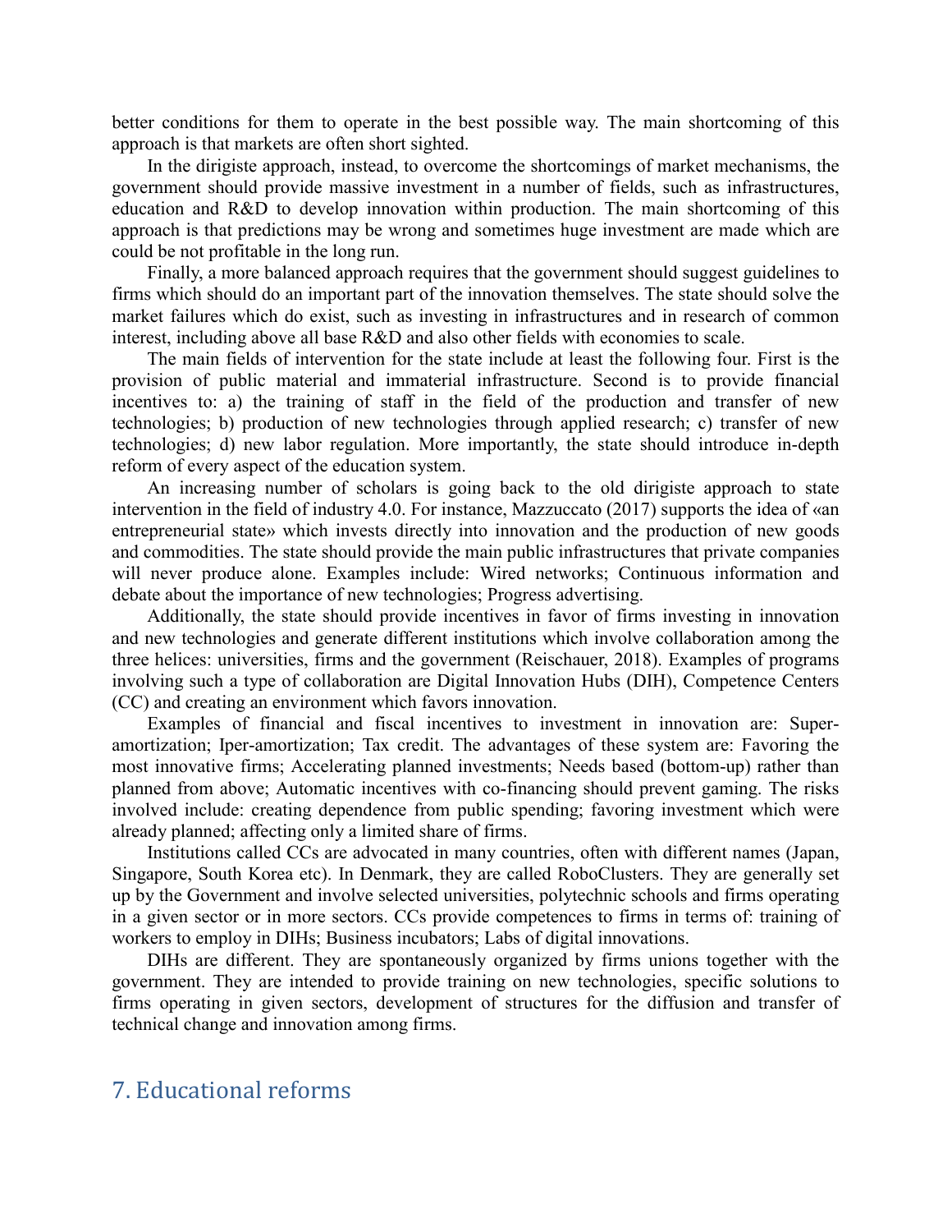better conditions for them to operate in the best possible way. The main shortcoming of this approach is that markets are often short sighted.

In the dirigiste approach, instead, to overcome the shortcomings of market mechanisms, the government should provide massive investment in a number of fields, such as infrastructures, education and R&D to develop innovation within production. The main shortcoming of this approach is that predictions may be wrong and sometimes huge investment are made which are could be not profitable in the long run.

Finally, a more balanced approach requires that the government should suggest guidelines to firms which should do an important part of the innovation themselves. The state should solve the market failures which do exist, such as investing in infrastructures and in research of common interest, including above all base R&D and also other fields with economies to scale.

The main fields of intervention for the state include at least the following four. First is the provision of public material and immaterial infrastructure. Second is to provide financial incentives to: a) the training of staff in the field of the production and transfer of new technologies; b) production of new technologies through applied research; c) transfer of new technologies; d) new labor regulation. More importantly, the state should introduce in-depth reform of every aspect of the education system.

An increasing number of scholars is going back to the old dirigiste approach to state intervention in the field of industry 4.0. For instance, Mazzuccato (2017) supports the idea of «an entrepreneurial state» which invests directly into innovation and the production of new goods and commodities. The state should provide the main public infrastructures that private companies will never produce alone. Examples include: Wired networks; Continuous information and debate about the importance of new technologies; Progress advertising.

Additionally, the state should provide incentives in favor of firms investing in innovation and new technologies and generate different institutions which involve collaboration among the three helices: universities, firms and the government (Reischauer, 2018). Examples of programs involving such a type of collaboration are Digital Innovation Hubs (DIH), Competence Centers (CC) and creating an environment which favors innovation.

Examples of financial and fiscal incentives to investment in innovation are: Super-amortization; Iper-amortization; Tax credit. The advantages of these system are: Favoring the most innovative firms; Accelerating planned investments; Needs based (bottom-up) rather than planned from above; Automatic incentives with co-financing should prevent gaming. The risks involved include: creating dependence from public spending; favoring investment which were already planned; affecting only a limited share of firms.

Institutions called CCs are advocated in many countries, often with different names (Japan, Singapore, South Korea etc). In Denmark, they are called RoboClusters. They are generally set up by the Government and involve selected universities, polytechnic schools and firms operating in a given sector or in more sectors. CCs provide competences to firms in terms of: training of workers to employ in DIHs; Business incubators; Labs of digital innovations.

DIHs are different. They are spontaneously organized by firms unions together with the government. They are intended to provide training on new technologies, specific solutions to firms operating in given sectors, development of structures for the diffusion and transfer of technical change and innovation among firms.

## 7. Educational reforms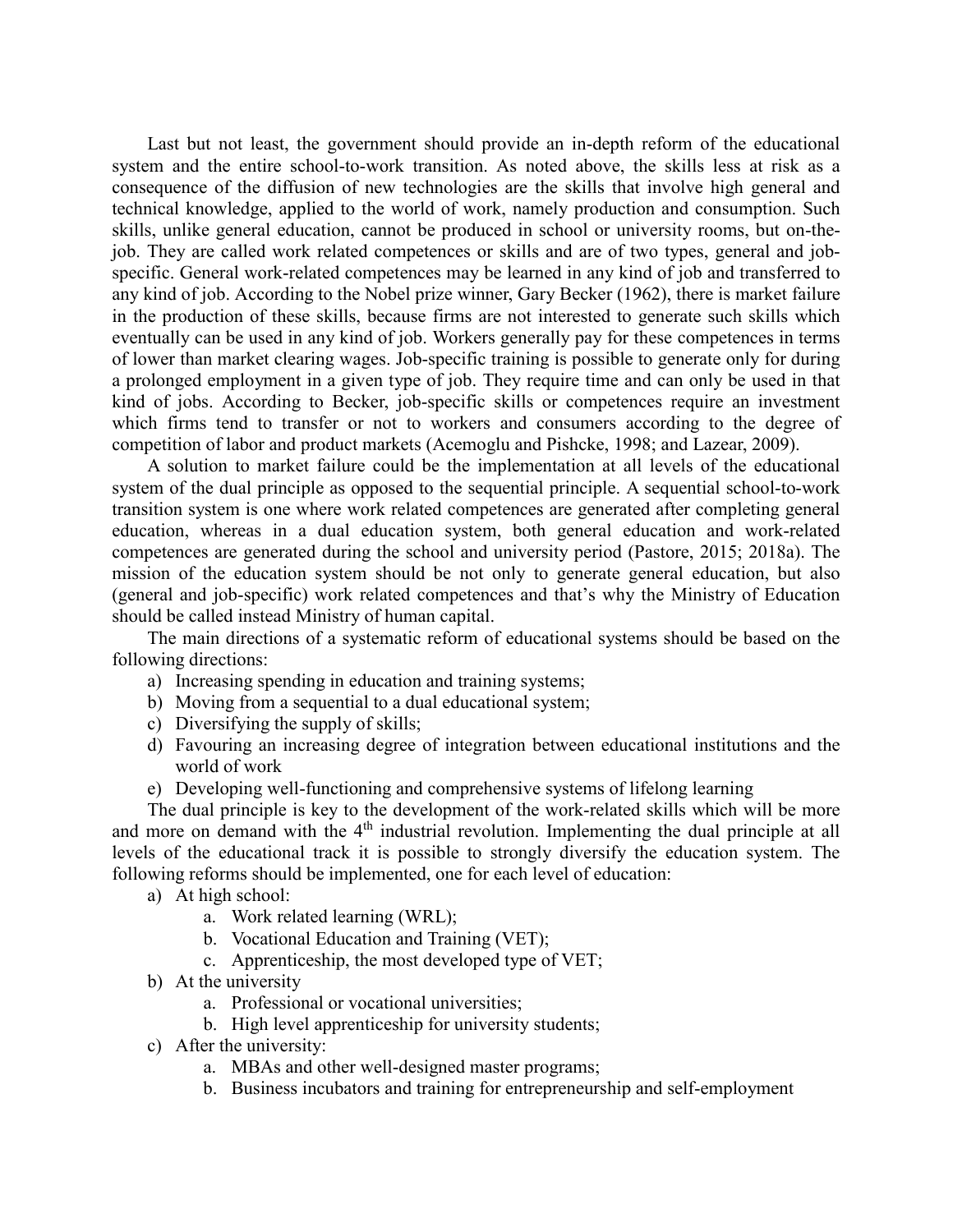Last but not least, the government should provide an in-depth reform of the educational system and the entire school-to-work transition. As noted above, the skills less at risk as a consequence of the diffusion of new technologies are the skills that involve high general and technical knowledge, applied to the world of work, namely production and consumption. Such skills, unlike general education, cannot be produced in school or university rooms, but on-the-job. They are called work related competences or skills and are of two types, general and job-specific. General work-related competences may be learned in any kind of job and transferred to any kind of job. According to the Nobel prize winner, Gary Becker (1962), there is market failure in the production of these skills, because firms are not interested to generate such skills which eventually can be used in any kind of job. Workers generally pay for these competences in terms of lower than market clearing wages. Job-specific training is possible to generate only for during a prolonged employment in a given type of job. They require time and can only be used in that kind of jobs. According to Becker, job-specific skills or competences require an investment which firms tend to transfer or not to workers and consumers according to the degree of competition of labor and product markets (Acemoglu and Pishcke, 1998; and Lazear, 2009).

A solution to market failure could be the implementation at all levels of the educational system of the dual principle as opposed to the sequential principle. A sequential school-to-work transition system is one where work related competences are generated after completing general education, whereas in a dual education system, both general education and work-related competences are generated during the school and university period (Pastore, 2015; 2018a). The mission of the education system should be not only to generate general education, but also (general and job-specific) work related competences and that's why the Ministry of Education should be called instead Ministry of human capital.

The main directions of a systematic reform of educational systems should be based on the following directions:

a) Increasing spending in education and training systems;
b) Moving from a sequential to a dual educational system;
c) Diversifying the supply of skills;
d) Favouring an increasing degree of integration between educational institutions and the world of work
e) Developing well-functioning and comprehensive systems of lifelong learning

The dual principle is key to the development of the work-related skills which will be more and more on demand with the 4th industrial revolution. Implementing the dual principle at all levels of the educational track it is possible to strongly diversify the education system. The following reforms should be implemented, one for each level of education:

a) At high school:
    a. Work related learning (WRL);
    b. Vocational Education and Training (VET);
    c. Apprenticeship, the most developed type of VET;
b) At the university
    a. Professional or vocational universities;
    b. High level apprenticeship for university students;
c) After the university:
    a. MBAs and other well-designed master programs;
    b. Business incubators and training for entrepreneurship and self-employment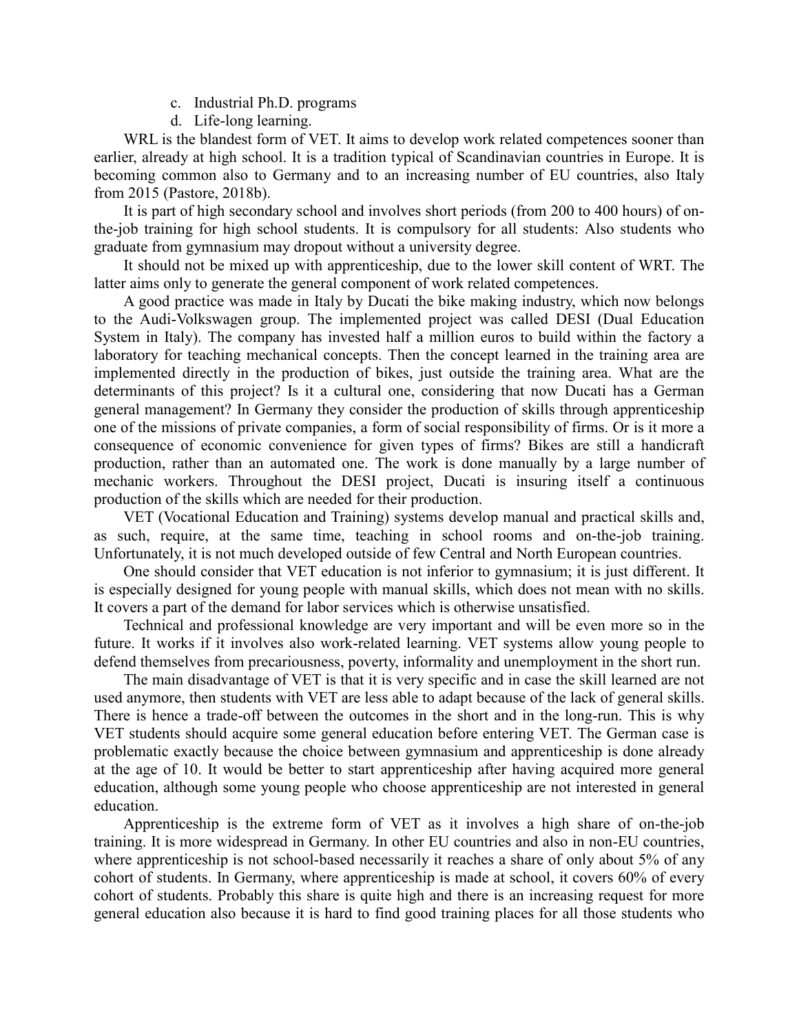c. Industrial Ph.D. programs
d. Life-long learning.

WRL is the blandest form of VET. It aims to develop work related competences sooner than earlier, already at high school. It is a tradition typical of Scandinavian countries in Europe. It is becoming common also to Germany and to an increasing number of EU countries, also Italy from 2015 (Pastore, 2018b).

It is part of high secondary school and involves short periods (from 200 to 400 hours) of on-the-job training for high school students. It is compulsory for all students: Also students who graduate from gymnasium may dropout without a university degree.

It should not be mixed up with apprenticeship, due to the lower skill content of WRT. The latter aims only to generate the general component of work related competences.

A good practice was made in Italy by Ducati the bike making industry, which now belongs to the Audi-Volkswagen group. The implemented project was called DESI (Dual Education System in Italy). The company has invested half a million euros to build within the factory a laboratory for teaching mechanical concepts. Then the concept learned in the training area are implemented directly in the production of bikes, just outside the training area. What are the determinants of this project? Is it a cultural one, considering that now Ducati has a German general management? In Germany they consider the production of skills through apprenticeship one of the missions of private companies, a form of social responsibility of firms. Or is it more a consequence of economic convenience for given types of firms? Bikes are still a handicraft production, rather than an automated one. The work is done manually by a large number of mechanic workers. Throughout the DESI project, Ducati is insuring itself a continuous production of the skills which are needed for their production.

VET (Vocational Education and Training) systems develop manual and practical skills and, as such, require, at the same time, teaching in school rooms and on-the-job training. Unfortunately, it is not much developed outside of few Central and North European countries.

One should consider that VET education is not inferior to gymnasium; it is just different. It is especially designed for young people with manual skills, which does not mean with no skills. It covers a part of the demand for labor services which is otherwise unsatisfied.

Technical and professional knowledge are very important and will be even more so in the future. It works if it involves also work-related learning. VET systems allow young people to defend themselves from precariousness, poverty, informality and unemployment in the short run.

The main disadvantage of VET is that it is very specific and in case the skill learned are not used anymore, then students with VET are less able to adapt because of the lack of general skills. There is hence a trade-off between the outcomes in the short and in the long-run. This is why VET students should acquire some general education before entering VET. The German case is problematic exactly because the choice between gymnasium and apprenticeship is done already at the age of 10. It would be better to start apprenticeship after having acquired more general education, although some young people who choose apprenticeship are not interested in general education.

Apprenticeship is the extreme form of VET as it involves a high share of on-the-job training. It is more widespread in Germany. In other EU countries and also in non-EU countries, where apprenticeship is not school-based necessarily it reaches a share of only about 5% of any cohort of students. In Germany, where apprenticeship is made at school, it covers 60% of every cohort of students. Probably this share is quite high and there is an increasing request for more general education also because it is hard to find good training places for all those students who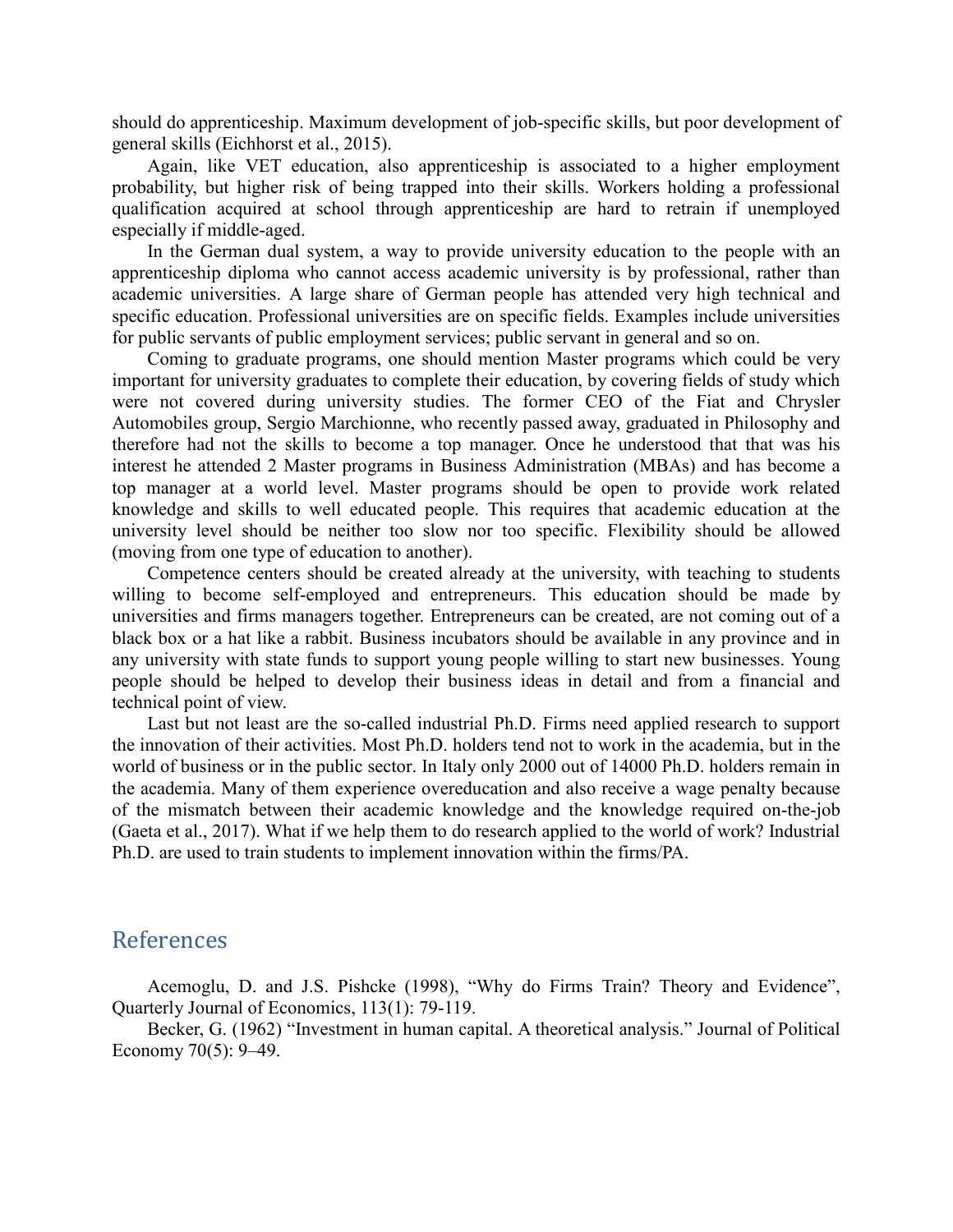should do apprenticeship. Maximum development of job-specific skills, but poor development of general skills (Eichhorst et al., 2015).

Again, like VET education, also apprenticeship is associated to a higher employment probability, but higher risk of being trapped into their skills. Workers holding a professional qualification acquired at school through apprenticeship are hard to retrain if unemployed especially if middle-aged.

In the German dual system, a way to provide university education to the people with an apprenticeship diploma who cannot access academic university is by professional, rather than academic universities. A large share of German people has attended very high technical and specific education. Professional universities are on specific fields. Examples include universities for public servants of public employment services; public servant in general and so on.

Coming to graduate programs, one should mention Master programs which could be very important for university graduates to complete their education, by covering fields of study which were not covered during university studies. The former CEO of the Fiat and Chrysler Automobiles group, Sergio Marchionne, who recently passed away, graduated in Philosophy and therefore had not the skills to become a top manager. Once he understood that that was his interest he attended 2 Master programs in Business Administration (MBAs) and has become a top manager at a world level. Master programs should be open to provide work related knowledge and skills to well educated people. This requires that academic education at the university level should be neither too slow nor too specific. Flexibility should be allowed (moving from one type of education to another).

Competence centers should be created already at the university, with teaching to students willing to become self-employed and entrepreneurs. This education should be made by universities and firms managers together. Entrepreneurs can be created, are not coming out of a black box or a hat like a rabbit. Business incubators should be available in any province and in any university with state funds to support young people willing to start new businesses. Young people should be helped to develop their business ideas in detail and from a financial and technical point of view.

Last but not least are the so-called industrial Ph.D. Firms need applied research to support the innovation of their activities. Most Ph.D. holders tend not to work in the academia, but in the world of business or in the public sector. In Italy only 2000 out of 14000 Ph.D. holders remain in the academia. Many of them experience overeducation and also receive a wage penalty because of the mismatch between their academic knowledge and the knowledge required on-the-job (Gaeta et al., 2017). What if we help them to do research applied to the world of work? Industrial Ph.D. are used to train students to implement innovation within the firms/PA.

## References

Acemoglu, D. and J.S. Pishcke (1998), "Why do Firms Train? Theory and Evidence", Quarterly Journal of Economics, 113(1): 79-119.

Becker, G. (1962) "Investment in human capital. A theoretical analysis." Journal of Political Economy 70(5): 9–49.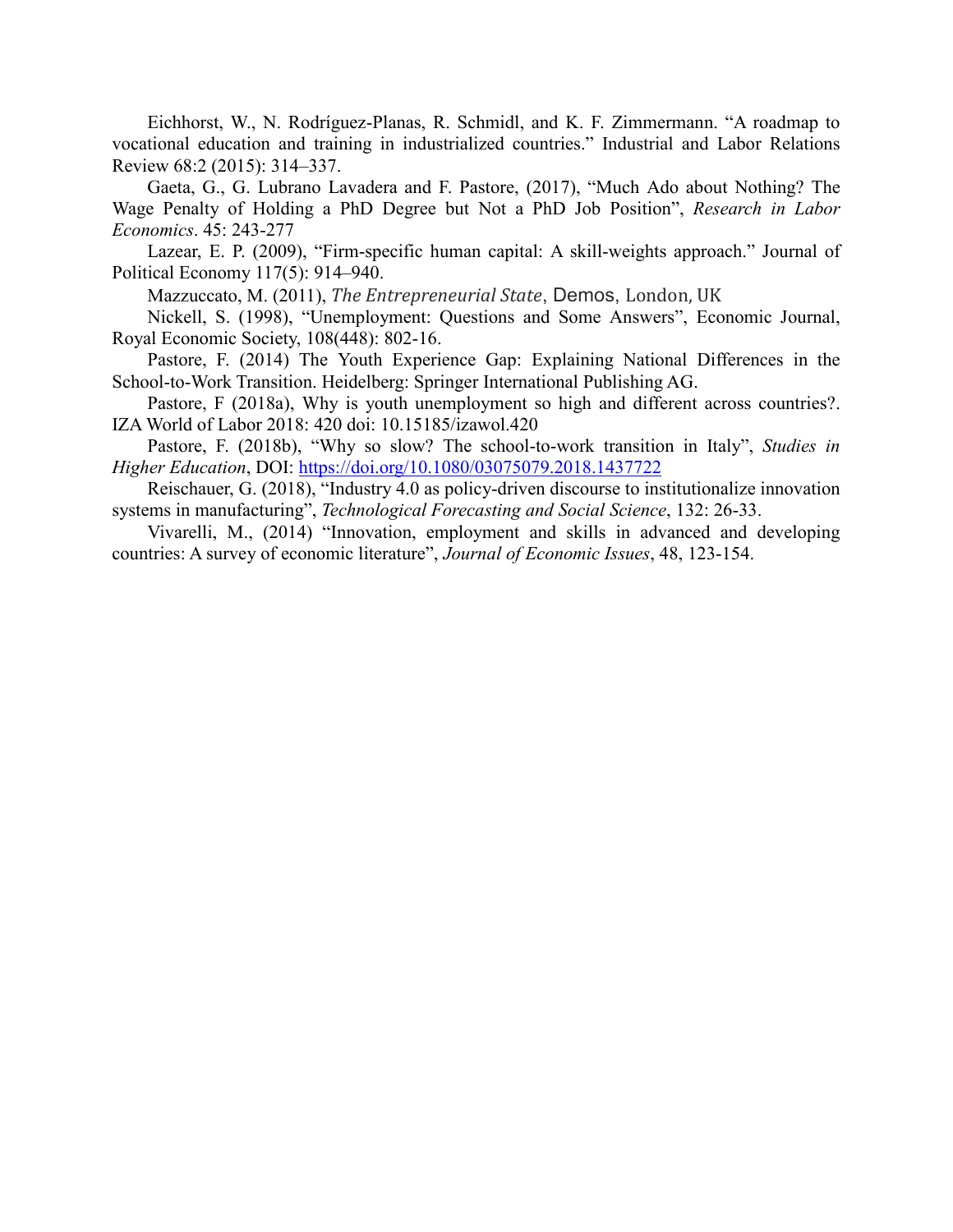Eichhorst, W., N. Rodríguez-Planas, R. Schmidl, and K. F. Zimmermann. "A roadmap to vocational education and training in industrialized countries." Industrial and Labor Relations Review 68:2 (2015): 314–337.

Gaeta, G., G. Lubrano Lavadera and F. Pastore, (2017), "Much Ado about Nothing? The Wage Penalty of Holding a PhD Degree but Not a PhD Job Position", *Research in Labor Economics*. 45: 243-277

Lazear, E. P. (2009), "Firm-specific human capital: A skill-weights approach." Journal of Political Economy 117(5): 914–940.

Mazzuccato, M. (2011), *The Entrepreneurial State*, Demos, London, UK

Nickell, S. (1998), "Unemployment: Questions and Some Answers", Economic Journal, Royal Economic Society, 108(448): 802-16.

Pastore, F. (2014) The Youth Experience Gap: Explaining National Differences in the School-to-Work Transition. Heidelberg: Springer International Publishing AG.

Pastore, F (2018a), Why is youth unemployment so high and different across countries?. IZA World of Labor 2018: 420 doi: 10.15185/izawol.420

Pastore, F. (2018b), "Why so slow? The school-to-work transition in Italy", *Studies in Higher Education*, DOI: https://doi.org/10.1080/03075079.2018.1437722

Reischauer, G. (2018), "Industry 4.0 as policy-driven discourse to institutionalize innovation systems in manufacturing", *Technological Forecasting and Social Science*, 132: 26-33.

Vivarelli, M., (2014) "Innovation, employment and skills in advanced and developing countries: A survey of economic literature", *Journal of Economic Issues*, 48, 123-154.